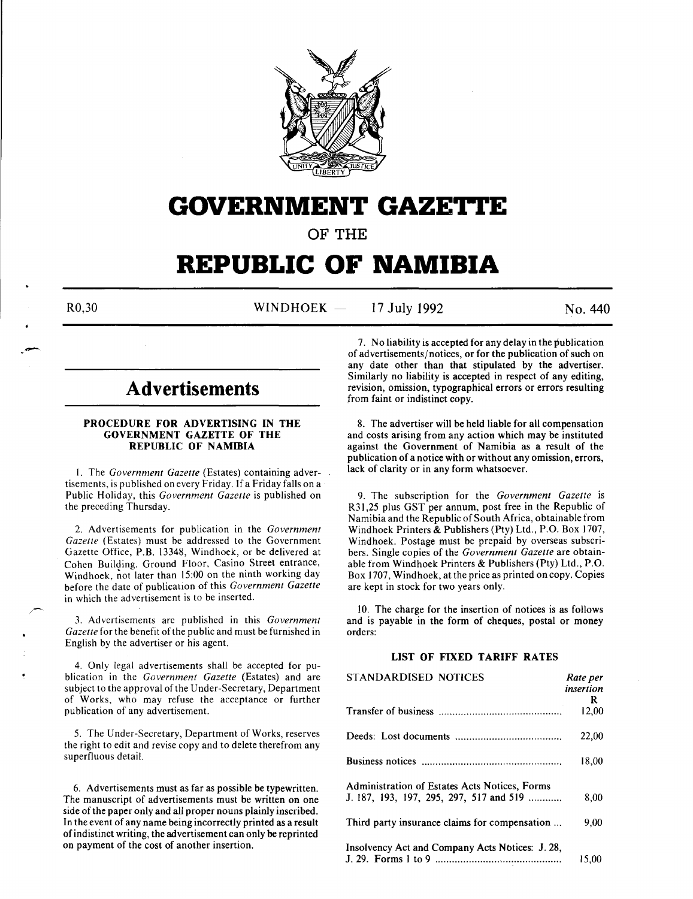# GOVERNMENT GAZETTE

## OF THE

# REPUBLIC OF NAMIBIA

R0,30 WINDHOEK — 17 July 1992 No. 440

# Advertisements

### PROCEDURE FOR ADVERTISING IN THE GOVERNMENT GAZETTE OF THE REPUBLIC OF NAMIBIA

1. The *Government Gazette* (Estates) containing advertisements, is published on every Friday. If a Friday falls on a Public Holiday, this *Government Gazette* is published on the preceding Thursday.

2. Advertisements for publication in the *Government Gazette* (Estates) must be addressed to the Government Gazette Office, P.B. 13348, Windhoek, or be delivered at Cohen Building, Ground Floor, Casino Street entrance, Windhoek, not later than 15:00 on the ninth working day before the date of publication of this *Government Gazette* in which the advertisement is to be inserted.

3. Advertisements are published in this *Government Gazette* for the benefit of the public and must be furnished in English by the advertiser or his agent.

4. Only legal advertisements shall be accepted for publication in the *Government Gazette* (Estates) and are subject to the approval of the Under-Secretary, Department of Works, who may refuse the acceptance or further publication of any advertisement.

5. The Under-Secretary, Department of Works, reserves the right to edit and revise copy and to delete therefrom any superfluous detail.

6. Advertisements must as far as possible be typewritten. The manuscript of advertisements must be written on one side of the paper only and all proper nouns plainly inscribed. In the event of any name being incorrectly printed as a result of indistinct writing, the advertisement can only be reprinted on payment of the cost of another insertion.

7. No liability is accepted for any delay in the publication of advertisements/notices, or for the publication of such on any date other than that stipulated by the advertiser. Similarly no liability is accepted in respect of any editing, revision, omission, typographical errors or errors resulting from faint or indistinct copy.

8. The advertiser will be held liable for all compensation and costs arising from any action which may be instituted against the Government of Namibia as a result of the publication of a notice with or without any omission, errors, lack of clarity or in any form whatsoever.

9. The subscription for the *Government Gazette* is R31,25 plus GST per annum, post free in the Republic of Namibia and the Republic of South Africa, obtainable from Windhoek Printers & Publishers (Pty) Ltd., P.O. Box 1707, Windhoek. Postage must be prepaid by overseas subscribers. Single copies of the *Government Gazette* are obtainable from Windhoek Printers & Publishers (Pty) Ltd., P.O. Box 1707, Windhoek, at the price as printed on copy. Copies are kept in stock for two years only.

10. The charge for the insertion of notices is as follows and is payable in the form of cheques, postal or money orders:

### LIST OF FIXED TARIFF RATES

| STANDARDISED NOTICES | *Rate per insertion* R |
|---|---|
| Transfer of business | 12,00 |
| Deeds: Lost documents | 22,00 |
| Business notices | 18,00 |
| Administration of Estates Acts Notices, Forms J. 187, 193, 197, 295, 297, 517 and 519 | 8,00 |
| Third party insurance claims for compensation | 9,00 |
| Insolvency Act and Company Acts Notices: J. 28, J. 29. Forms 1 to 9 | 15,00 |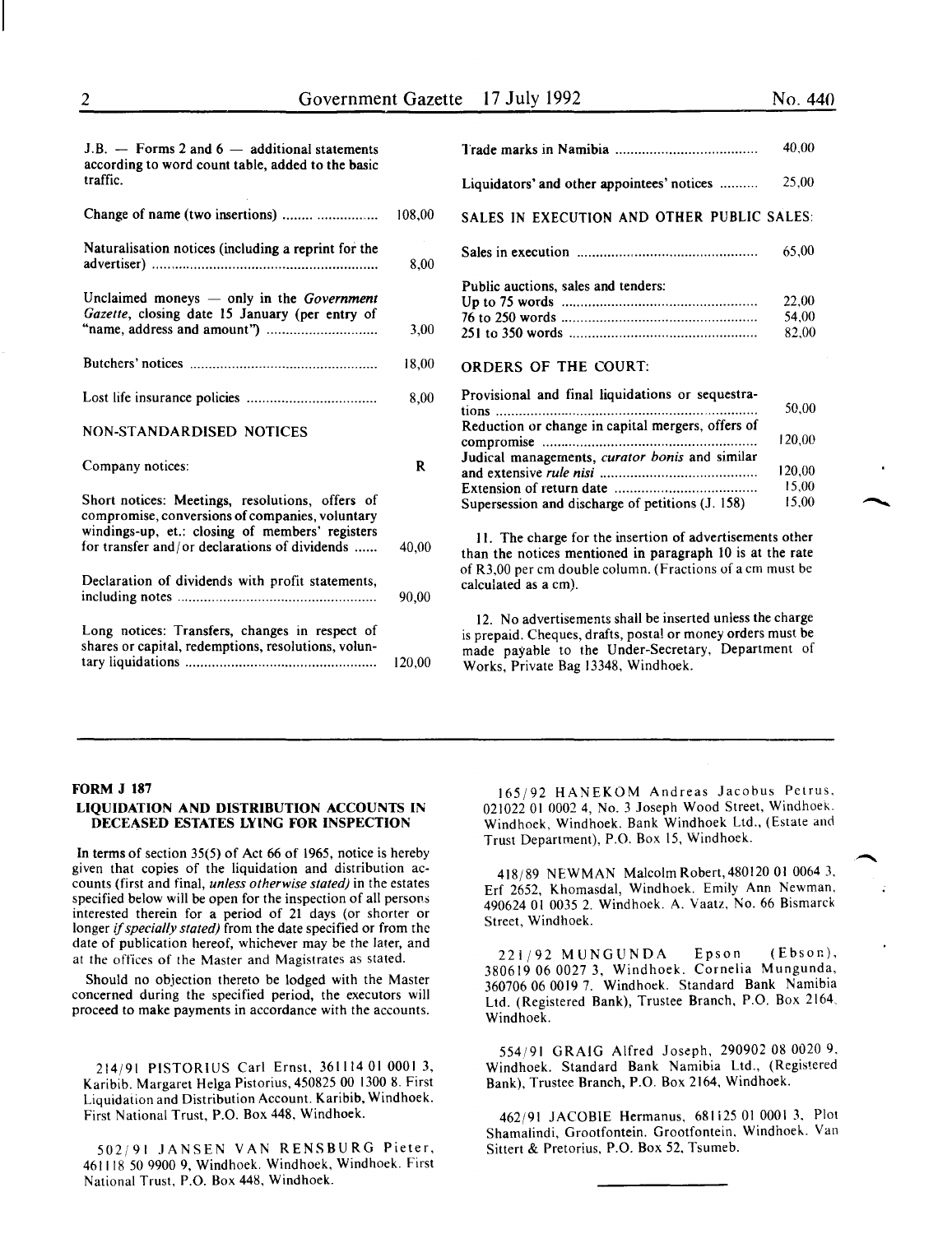J.B. — Forms 2 and 6 — additional statements according to word count table, added to the basic traffic.

| | |
|---|---|
| Change of name (two insertions) | 108,00 |
| Naturalisation notices (including a reprint for the advertiser) | 8,00 |
| Unclaimed moneys — only in the *Government Gazette*, closing date 15 January (per entry of "name, address and amount") | 3,00 |
| Butchers' notices | 18,00 |
| Lost life insurance policies | 8,00 |

NON-STANDARDISED NOTICES

| Company notices: | R |
|---|---|
| Short notices: Meetings, resolutions, offers of compromise, conversions of companies, voluntary windings-up, et.: closing of members' registers for transfer and/or declarations of dividends | 40,00 |
| Declaration of dividends with profit statements, including notes | 90,00 |
| Long notices: Transfers, changes in respect of shares or capital, redemptions, resolutions, voluntary liquidations | 120,00 |
| Trade marks in Namibia | 40,00 |
| Liquidators' and other appointees' notices | 25,00 |

SALES IN EXECUTION AND OTHER PUBLIC SALES:

| | |
|---|---|
| Sales in execution | 65,00 |
| Public auctions, sales and tenders: | |
| Up to 75 words | 22,00 |
| 76 to 250 words | 54,00 |
| 251 to 350 words | 82,00 |

ORDERS OF THE COURT:

| | |
|---|---|
| Provisional and final liquidations or sequestrations | 50,00 |
| Reduction or change in capital mergers, offers of compromise | 120,00 |
| Judical managements, *curator bonis* and similar and extensive *rule nisi* | 120,00 |
| Extension of return date | 15,00 |
| Supersession and discharge of petitions (J. 158) | 15,00 |

11. The charge for the insertion of advertisements other than the notices mentioned in paragraph 10 is at the rate of R3,00 per cm double column. (Fractions of a cm must be calculated as a cm).

12. No advertisements shall be inserted unless the charge is prepaid. Cheques, drafts, postal or money orders must be made payable to the Under-Secretary, Department of Works, Private Bag 13348, Windhoek.

---

**FORM J 187**

**LIQUIDATION AND DISTRIBUTION ACCOUNTS IN DECEASED ESTATES LYING FOR INSPECTION**

In terms of section 35(5) of Act 66 of 1965, notice is hereby given that copies of the liquidation and distribution accounts (first and final, *unless otherwise stated)* in the estates specified below will be open for the inspection of all persons interested therein for a period of 21 days (or shorter or longer *if specially stated)* from the date specified or from the date of publication hereof, whichever may be the later, and at the offices of the Master and Magistrates as stated.

Should no objection thereto be lodged with the Master concerned during the specified period, the executors will proceed to make payments in accordance with the accounts.

214/91 PISTORIUS Carl Ernst, 361114 01 0001 3, Karibib. Margaret Helga Pistorius, 450825 00 1300 8. First Liquidation and Distribution Account. Karibib, Windhoek. First National Trust, P.O. Box 448, Windhoek.

502/91 JANSEN VAN RENSBURG Pieter, 461118 50 9900 9, Windhoek. Windhoek, Windhoek. First National Trust, P.O. Box 448, Windhoek.

165/92 HANEKOM Andreas Jacobus Petrus, 021022 01 0002 4, No. 3 Joseph Wood Street, Windhoek. Windhoek, Windhoek. Bank Windhoek Ltd., (Estate and Trust Department), P.O. Box 15, Windhoek.

418/89 NEWMAN Malcolm Robert, 480120 01 0064 3, Erf 2652, Khomasdal, Windhoek. Emily Ann Newman, 490624 01 0035 2. Windhoek. A. Vaatz, No. 66 Bismarck Street, Windhoek.

221/92 MUNGUNDA Epson (Ebson), 380619 06 0027 3, Windhoek. Cornelia Mungunda, 360706 06 0019 7. Windhoek. Standard Bank Namibia Ltd. (Registered Bank), Trustee Branch, P.O. Box 2164, Windhoek.

554/91 GRAIG Alfred Joseph, 290902 08 0020 9, Windhoek. Standard Bank Namibia Ltd., (Registered Bank), Trustee Branch, P.O. Box 2164, Windhoek.

462/91 JACOBIE Hermanus, 681125 01 0001 3, Plot Shamalindi, Grootfontein. Grootfontein, Windhoek. Van Sittert & Pretorius, P.O. Box 52, Tsumeb.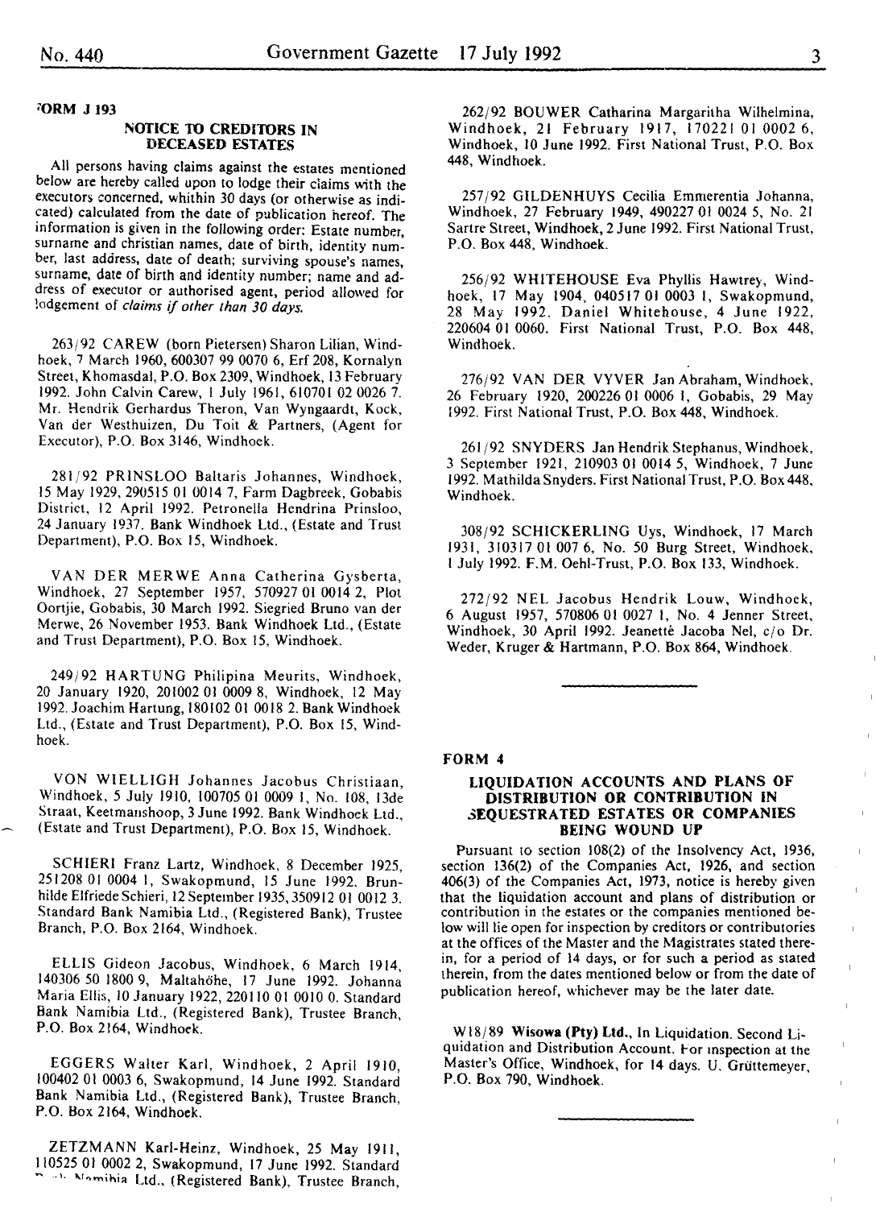FORM J 193

## NOTICE TO CREDITORS IN DECEASED ESTATES

All persons having claims against the estates mentioned below are hereby called upon to lodge their claims with the executors concerned, whithin 30 days (or otherwise as indicated) calculated from the date of publication hereof. The information is given in the following order: Estate number, surname and christian names, date of birth, identity number, last address, date of death; surviving spouse's names, surname, date of birth and identity number; name and address of executor or authorised agent, period allowed for lodgement of *claims if other than 30 days.*

263/92 CAREW (born Pietersen) Sharon Lilian, Windhoek, 7 March 1960, 600307 99 0070 6, Erf 208, Kornalyn Street, Khomasdal, P.O. Box 2309, Windhoek, 13 February 1992. John Calvin Carew, 1 July 1961, 610701 02 0026 7. Mr. Hendrik Gerhardus Theron, Van Wyngaardt, Kock, Van der Westhuizen, Du Toit & Partners, (Agent for Executor), P.O. Box 3146, Windhoek.

281/92 PRINSLOO Baltaris Johannes, Windhoek, 15 May 1929, 290515 01 0014 7, Farm Dagbreek, Gobabis District, 12 April 1992. Petronella Hendrina Prinsloo, 24 January 1937. Bank Windhoek Ltd., (Estate and Trust Department), P.O. Box 15, Windhoek.

VAN DER MERWE Anna Catherina Gysberta, Windhoek, 27 September 1957, 570927 01 0014 2, Plot Oortjie, Gobabis, 30 March 1992. Siegried Bruno van der Merwe, 26 November 1953. Bank Windhoek Ltd., (Estate and Trust Department), P.O. Box 15, Windhoek.

249/92 HARTUNG Philipina Meurits, Windhoek, 20 January 1920, 201002 01 0009 8, Windhoek, 12 May 1992. Joachim Hartung, 180102 01 0018 2. Bank Windhoek Ltd., (Estate and Trust Department), P.O. Box 15, Windhoek.

VON WIELLIGH Johannes Jacobus Christiaan, Windhoek, 5 July 1910, 100705 01 0009 1, No. 108, 13de Straat, Keetmanshoop, 3 June 1992. Bank Windhoek Ltd., (Estate and Trust Department), P.O. Box 15, Windhoek.

SCHIERI Franz Lartz, Windhoek, 8 December 1925, 251208 01 0004 1, Swakopmund, 15 June 1992. Brunhilde Elfriede Schieri, 12 September 1935, 350912 01 0012 3. Standard Bank Namibia Ltd., (Registered Bank), Trustee Branch, P.O. Box 2164, Windhoek.

ELLIS Gideon Jacobus, Windhoek, 6 March 1914, 140306 50 1800 9, Maltahöhe, 17 June 1992. Johanna Maria Ellis, 10 January 1922, 220110 01 0010 0. Standard Bank Namibia Ltd., (Registered Bank), Trustee Branch, P.O. Box 2164, Windhoek.

EGGERS Walter Karl, Windhoek, 2 April 1910, 100402 01 0003 6, Swakopmund, 14 June 1992. Standard Bank Namibia Ltd., (Registered Bank), Trustee Branch, P.O. Box 2164, Windhoek.

ZETZMANN Karl-Heinz, Windhoek, 25 May 1911, 110525 01 0002 2, Swakopmund, 17 June 1992. Standard Bank Namibia Ltd., (Registered Bank), Trustee Branch,

262/92 BOUWER Catharina Margaritha Wilhelmina, Windhoek, 21 February 1917, 170221 01 0002 6, Windhoek, 10 June 1992. First National Trust, P.O. Box 448, Windhoek.

257/92 GILDENHUYS Cecilia Emmerentia Johanna, Windhoek, 27 February 1949, 490227 01 0024 5, No. 21 Sartre Street, Windhoek, 2 June 1992. First National Trust, P.O. Box 448, Windhoek.

256/92 WHITEHOUSE Eva Phyllis Hawtrey, Windhoek, 17 May 1904, 040517 01 0003 1, Swakopmund, 28 May 1992. Daniel Whitehouse, 4 June 1922, 220604 01 0060. First National Trust, P.O. Box 448, Windhoek.

276/92 VAN DER VYVER Jan Abraham, Windhoek, 26 February 1920, 200226 01 0006 1, Gobabis, 29 May 1992. First National Trust, P.O. Box 448, Windhoek.

261/92 SNYDERS Jan Hendrik Stephanus, Windhoek, 3 September 1921, 210903 01 0014 5, Windhoek, 7 June 1992. Mathilda Snyders. First National Trust, P.O. Box 448, Windhoek.

308/92 SCHICKERLING Uys, Windhoek, 17 March 1931, 310317 01 007 6, No. 50 Burg Street, Windhoek, 1 July 1992. F.M. Oehl-Trust, P.O. Box 133, Windhoek.

272/92 NEL Jacobus Hendrik Louw, Windhoek, 6 August 1957, 570806 01 0027 1, No. 4 Jenner Street, Windhoek, 30 April 1992. Jeanetté Jacoba Nel, c/o Dr. Weder, Kruger & Hartmann, P.O. Box 864, Windhoek.

---

FORM 4

## LIQUIDATION ACCOUNTS AND PLANS OF DISTRIBUTION OR CONTRIBUTION IN SEQUESTRATED ESTATES OR COMPANIES BEING WOUND UP

Pursuant to section 108(2) of the Insolvency Act, 1936, section 136(2) of the Companies Act, 1926, and section 406(3) of the Companies Act, 1973, notice is hereby given that the liquidation account and plans of distribution or contribution in the estates or the companies mentioned below will lie open for inspection by creditors or contributories at the offices of the Master and the Magistrates stated therein, for a period of 14 days, or for such a period as stated therein, from the dates mentioned below or from the date of publication hereof, whichever may be the later date.

W18/89 **Wisowa (Pty) Ltd.**, In Liquidation. Second Liquidation and Distribution Account. For inspection at the Master's Office, Windhoek, for 14 days. U. Grüttemeyer, P.O. Box 790, Windhoek.

---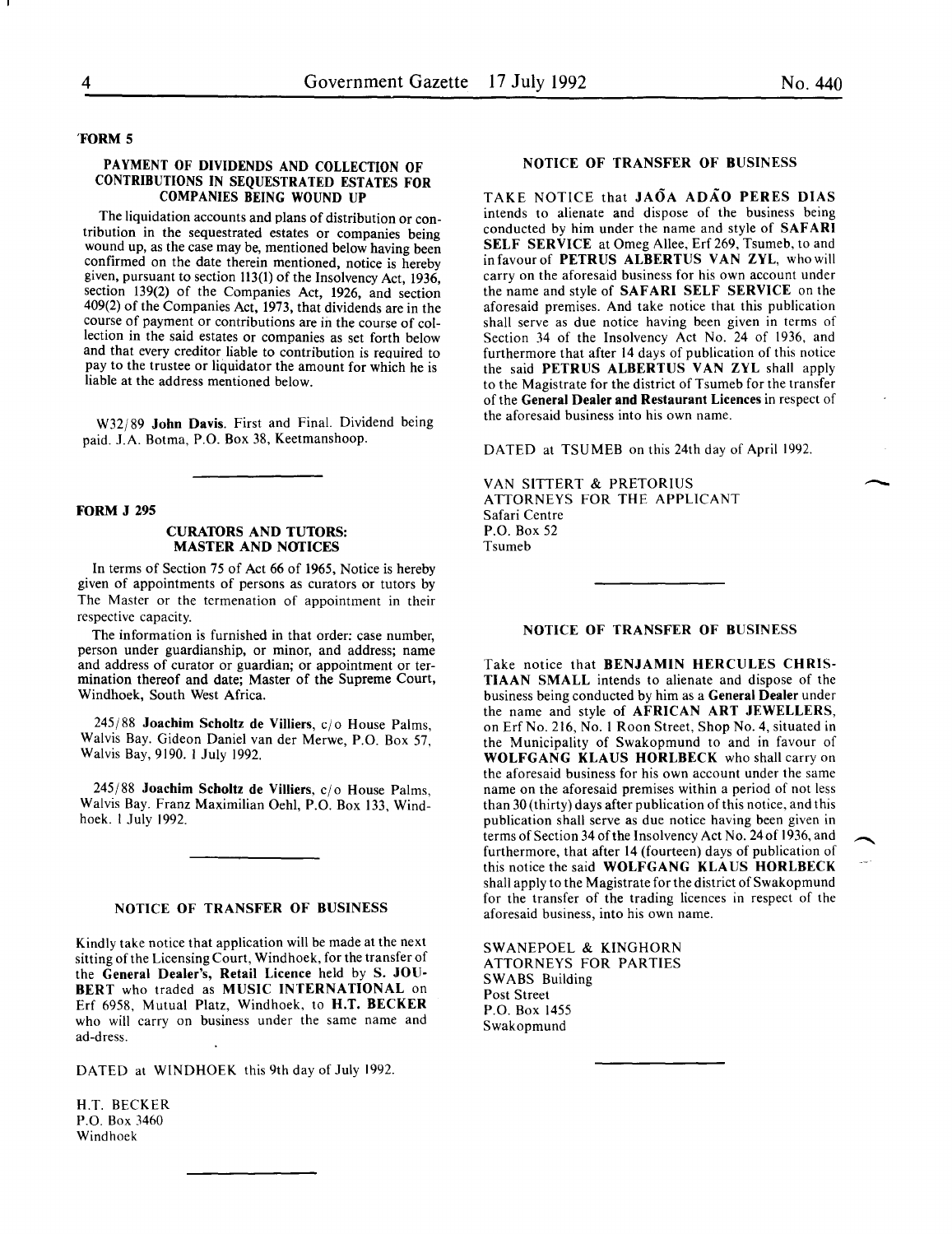**FORM 5**

### PAYMENT OF DIVIDENDS AND COLLECTION OF CONTRIBUTIONS IN SEQUESTRATED ESTATES FOR COMPANIES BEING WOUND UP

The liquidation accounts and plans of distribution or contribution in the sequestrated estates or companies being wound up, as the case may be, mentioned below having been confirmed on the date therein mentioned, notice is hereby given, pursuant to section 113(1) of the Insolvency Act, 1936, section 139(2) of the Companies Act, 1926, and section 409(2) of the Companies Act, 1973, that dividends are in the course of payment or contributions are in the course of collection in the said estates or companies as set forth below and that every creditor liable to contribution is required to pay to the trustee or liquidator the amount for which he is liable at the address mentioned below.

W32/89 **John Davis**. First and Final. Dividend being paid. J.A. Botma, P.O. Box 38, Keetmanshoop.

---

**FORM J 295**

### CURATORS AND TUTORS: MASTER AND NOTICES

In terms of Section 75 of Act 66 of 1965, Notice is hereby given of appointments of persons as curators or tutors by The Master or the termenation of appointment in their respective capacity.

The information is furnished in that order: case number, person under guardianship, or minor, and address; name and address of curator or guardian; or appointment or termination thereof and date; Master of the Supreme Court, Windhoek, South West Africa.

245/88 **Joachim Scholtz de Villiers**, c/o House Palms, Walvis Bay. Gideon Daniel van der Merwe, P.O. Box 57, Walvis Bay, 9190. 1 July 1992.

245/88 **Joachim Scholtz de Villiers**, c/o House Palms, Walvis Bay. Franz Maximilian Oehl, P.O. Box 133, Windhoek. 1 July 1992.

---

### NOTICE OF TRANSFER OF BUSINESS

Kindly take notice that application will be made at the next sitting of the Licensing Court, Windhoek, for the transfer of the **General Dealer's, Retail Licence** held by **S. JOUBERT** who traded as **MUSIC INTERNATIONAL** on Erf 6958, Mutual Platz, Windhoek, to **H.T. BECKER** who will carry on business under the same name and ad-dress.

DATED at WINDHOEK this 9th day of July 1992.

H.T. BECKER
P.O. Box 3460
Windhoek

---

### NOTICE OF TRANSFER OF BUSINESS

TAKE NOTICE that **JAÕA ADÃO PERES DIAS** intends to alienate and dispose of the business being conducted by him under the name and style of **SAFARI SELF SERVICE** at Omeg Allee, Erf 269, Tsumeb, to and in favour of **PETRUS ALBERTUS VAN ZYL**, who will carry on the aforesaid business for his own account under the name and style of **SAFARI SELF SERVICE** on the aforesaid premises. And take notice that this publication shall serve as due notice having been given in terms of Section 34 of the Insolvency Act No. 24 of 1936, and furthermore that after 14 days of publication of this notice the said **PETRUS ALBERTUS VAN ZYL** shall apply to the Magistrate for the district of Tsumeb for the transfer of the **General Dealer and Restaurant Licences** in respect of the aforesaid business into his own name.

DATED at TSUMEB on this 24th day of April 1992.

VAN SITTERT & PRETORIUS
ATTORNEYS FOR THE APPLICANT
Safari Centre
P.O. Box 52
Tsumeb

---

### NOTICE OF TRANSFER OF BUSINESS

Take notice that **BENJAMIN HERCULES CHRISTIAAN SMALL** intends to alienate and dispose of the business being conducted by him as a **General Dealer** under the name and style of **AFRICAN ART JEWELLERS**, on Erf No. 216, No. 1 Roon Street, Shop No. 4, situated in the Municipality of Swakopmund to and in favour of **WOLFGANG KLAUS HORLBECK** who shall carry on the aforesaid business for his own account under the same name on the aforesaid premises within a period of not less than 30 (thirty) days after publication of this notice, and this publication shall serve as due notice having been given in terms of Section 34 of the Insolvency Act No. 24 of 1936, and furthermore, that after 14 (fourteen) days of publication of this notice the said **WOLFGANG KLAUS HORLBECK** shall apply to the Magistrate for the district of Swakopmund for the transfer of the trading licences in respect of the aforesaid business, into his own name.

SWANEPOEL & KINGHORN
ATTORNEYS FOR PARTIES
SWABS Building
Post Street
P.O. Box 1455
Swakopmund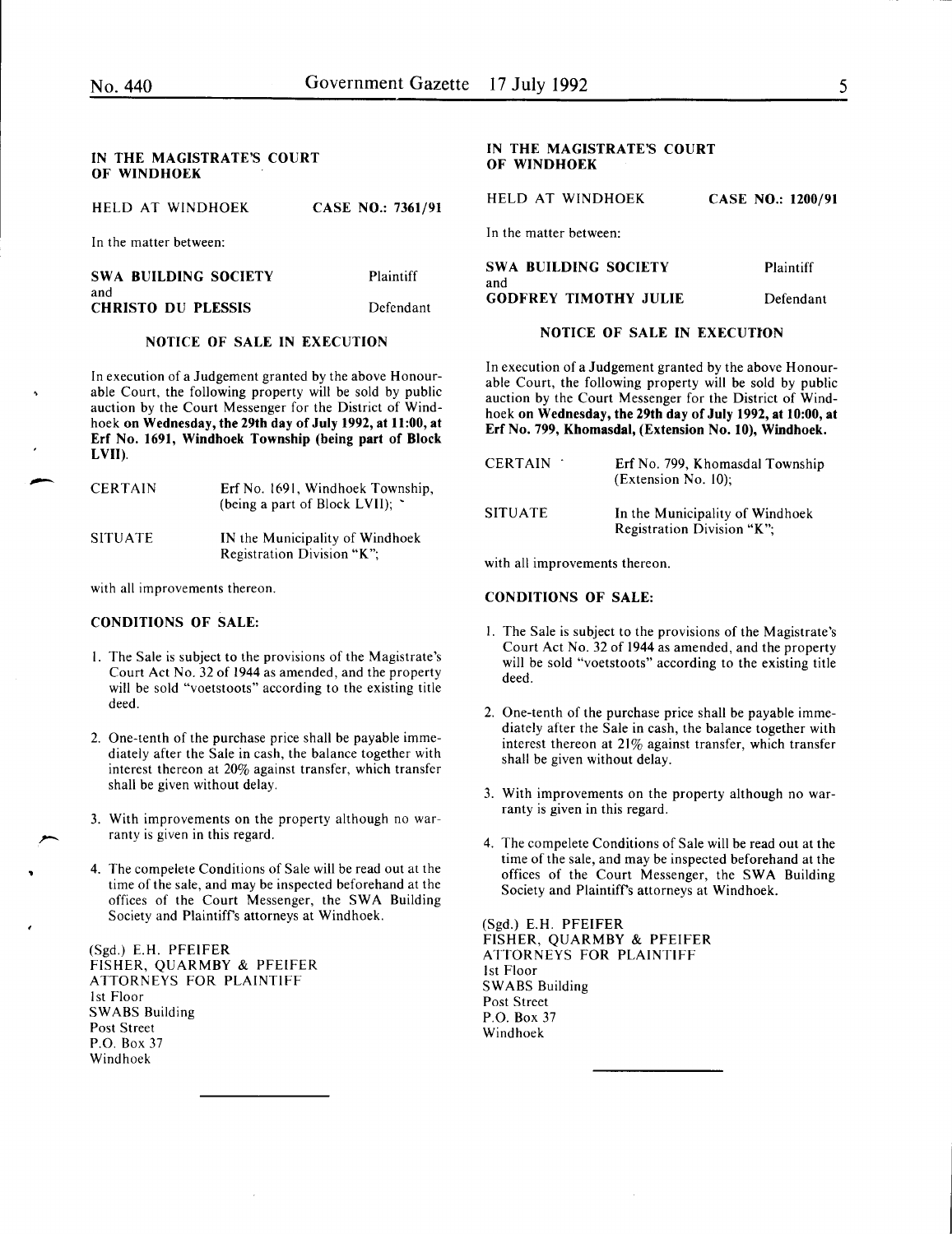## IN THE MAGISTRATE'S COURT OF WINDHOEK

HELD AT WINDHOEK **CASE NO.: 7361/91**

In the matter between:

| | |
|---|---|
| **SWA BUILDING SOCIETY** | Plaintiff |
| and | |
| **CHRISTO DU PLESSIS** | Defendant |

### NOTICE OF SALE IN EXECUTION

In execution of a Judgement granted by the above Honourable Court, the following property will be sold by public auction by the Court Messenger for the District of Windhoek **on Wednesday, the 29th day of July 1992, at 11:00, at Erf No. 1691, Windhoek Township (being part of Block LVII).**

| | |
|---|---|
| CERTAIN | Erf No. 1691, Windhoek Township, (being a part of Block LVII); |
| SITUATE | IN the Municipality of Windhoek Registration Division "K"; |

with all improvements thereon.

**CONDITIONS OF SALE:**

1. The Sale is subject to the provisions of the Magistrate's Court Act No. 32 of 1944 as amended, and the property will be sold "voetstoots" according to the existing title deed.

2. One-tenth of the purchase price shall be payable immediately after the Sale in cash, the balance together with interest thereon at 20% against transfer, which transfer shall be given without delay.

3. With improvements on the property although no warranty is given in this regard.

4. The compelete Conditions of Sale will be read out at the time of the sale, and may be inspected beforehand at the offices of the Court Messenger, the SWA Building Society and Plaintiff's attorneys at Windhoek.

(Sgd.) E.H. PFEIFER
FISHER, QUARMBY & PFEIFER
ATTORNEYS FOR PLAINTIFF
1st Floor
SWABS Building
Post Street
P.O. Box 37
Windhoek

---

## IN THE MAGISTRATE'S COURT OF WINDHOEK

HELD AT WINDHOEK **CASE NO.: 1200/91**

In the matter between:

| | |
|---|---|
| **SWA BUILDING SOCIETY** | Plaintiff |
| and | |
| **GODFREY TIMOTHY JULIE** | Defendant |

### NOTICE OF SALE IN EXECUTION

In execution of a Judgement granted by the above Honourable Court, the following property will be sold by public auction by the Court Messenger for the District of Windhoek **on Wednesday, the 29th day of July 1992, at 10:00, at Erf No. 799, Khomasdal, (Extension No. 10), Windhoek.**

| | |
|---|---|
| CERTAIN | Erf No. 799, Khomasdal Township (Extension No. 10); |
| SITUATE | In the Municipality of Windhoek Registration Division "K"; |

with all improvements thereon.

**CONDITIONS OF SALE:**

1. The Sale is subject to the provisions of the Magistrate's Court Act No. 32 of 1944 as amended, and the property will be sold "voetstoots" according to the existing title deed.

2. One-tenth of the purchase price shall be payable immediately after the Sale in cash, the balance together with interest thereon at 21% against transfer, which transfer shall be given without delay.

3. With improvements on the property although no warranty is given in this regard.

4. The compelete Conditions of Sale will be read out at the time of the sale, and may be inspected beforehand at the offices of the Court Messenger, the SWA Building Society and Plaintiff's attorneys at Windhoek.

(Sgd.) E.H. PFEIFER
FISHER, QUARMBY & PFEIFER
ATTORNEYS FOR PLAINTIFF
1st Floor
SWABS Building
Post Street
P.O. Box 37
Windhoek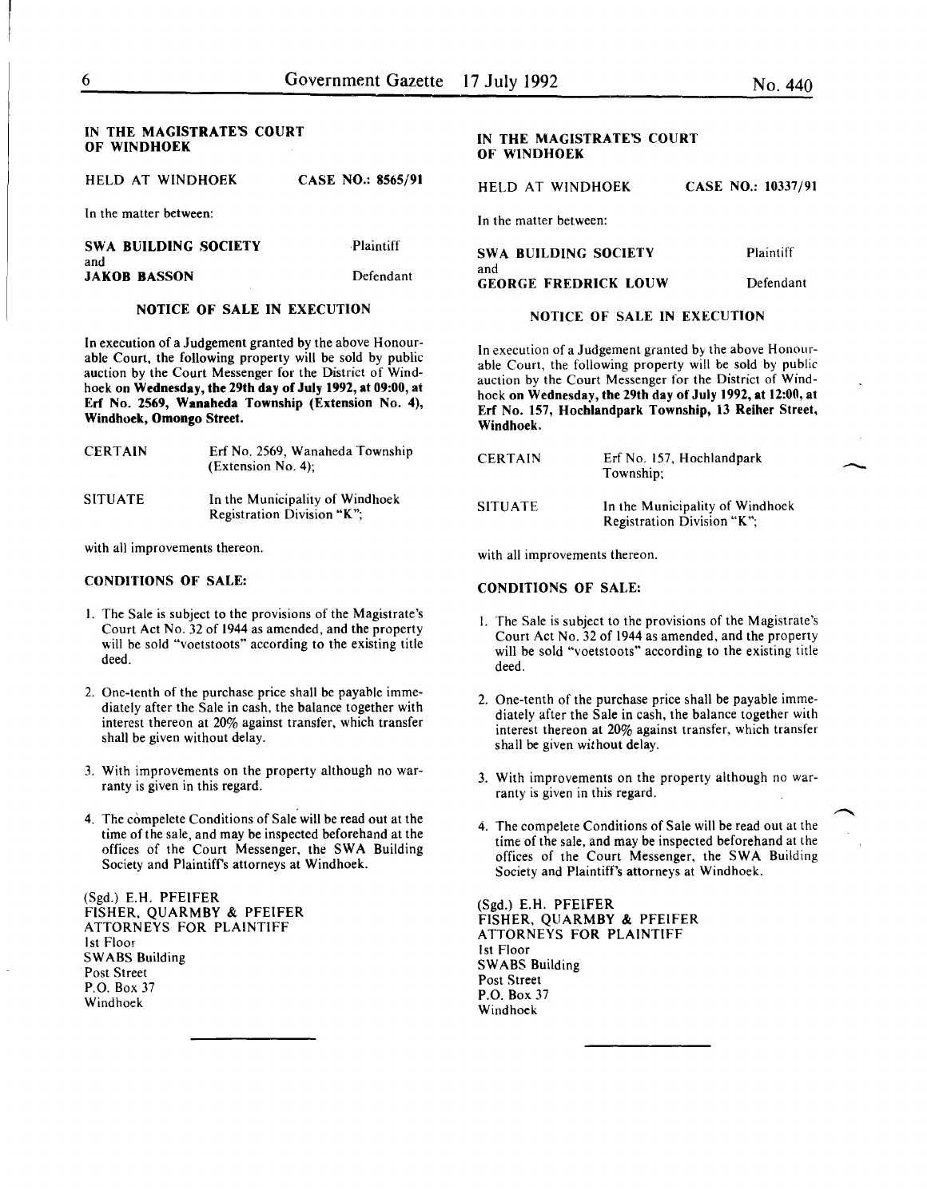**IN THE MAGISTRATE'S COURT OF WINDHOEK**

HELD AT WINDHOEK CASE NO.: 8565/91

In the matter between:

**SWA BUILDING SOCIETY** Plaintiff

and

**JAKOB BASSON** Defendant

**NOTICE OF SALE IN EXECUTION**

In execution of a Judgement granted by the above Honourable Court, the following property will be sold by public auction by the Court Messenger for the District of Windhoek **on Wednesday, the 29th day of July 1992, at 09:00, at Erf No. 2569, Wanaheda Township (Extension No. 4), Windhoek, Omongo Street.**

| | |
|---|---|
| CERTAIN | Erf No. 2569, Wanaheda Township (Extension No. 4); |
| SITUATE | In the Municipality of Windhoek Registration Division "K"; |

with all improvements thereon.

**CONDITIONS OF SALE:**

1. The Sale is subject to the provisions of the Magistrate's Court Act No. 32 of 1944 as amended, and the property will be sold "voetstoots" according to the existing title deed.
2. One-tenth of the purchase price shall be payable immediately after the Sale in cash, the balance together with interest thereon at 20% against transfer, which transfer shall be given without delay.
3. With improvements on the property although no warranty is given in this regard.
4. The compelete Conditions of Sale will be read out at the time of the sale, and may be inspected beforehand at the offices of the Court Messenger, the SWA Building Society and Plaintiff's attorneys at Windhoek.

(Sgd.) E.H. PFEIFER
FISHER, QUARMBY & PFEIFER
ATTORNEYS FOR PLAINTIFF
1st Floor
SWABS Building
Post Street
P.O. Box 37
Windhoek

---

**IN THE MAGISTRATE'S COURT OF WINDHOEK**

HELD AT WINDHOEK CASE NO.: 10337/91

In the matter between:

**SWA BUILDING SOCIETY** Plaintiff

and

**GEORGE FREDRICK LOUW** Defendant

**NOTICE OF SALE IN EXECUTION**

In execution of a Judgement granted by the above Honourable Court, the following property will be sold by public auction by the Court Messenger for the District of Windhoek **on Wednesday, the 29th day of July 1992, at 12:00, at Erf No. 157, Hochlandpark Township, 13 Reiher Street, Windhoek.**

| | |
|---|---|
| CERTAIN | Erf No. 157, Hochlandpark Township; |
| SITUATE | In the Municipality of Windhoek Registration Division "K"; |

with all improvements thereon.

**CONDITIONS OF SALE:**

1. The Sale is subject to the provisions of the Magistrate's Court Act No. 32 of 1944 as amended, and the property will be sold "voetstoots" according to the existing title deed.
2. One-tenth of the purchase price shall be payable immediately after the Sale in cash, the balance together with interest thereon at 20% against transfer, which transfer shall be given without delay.
3. With improvements on the property although no warranty is given in this regard.
4. The compelete Conditions of Sale will be read out at the time of the sale, and may be inspected beforehand at the offices of the Court Messenger, the SWA Building Society and Plaintiff's attorneys at Windhoek.

(Sgd.) E.H. PFEIFER
FISHER, QUARMBY & PFEIFER
ATTORNEYS FOR PLAINTIFF
1st Floor
SWABS Building
Post Street
P.O. Box 37
Windhoek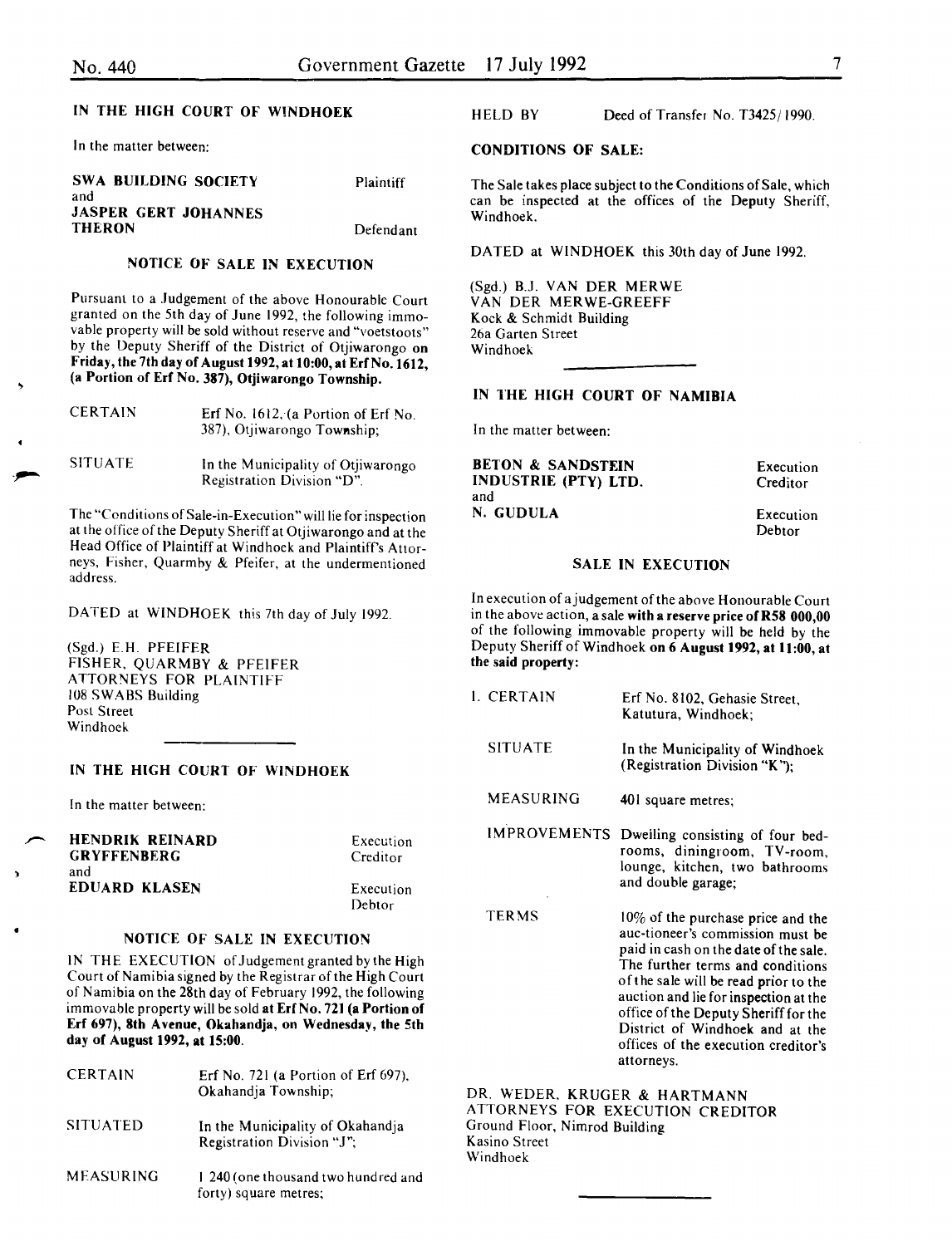## IN THE HIGH COURT OF WINDHOEK

In the matter between:

| | |
|---|---|
| **SWA BUILDING SOCIETY** and | Plaintiff |
| **JASPER GERT JOHANNES THERON** | Defendant |

### NOTICE OF SALE IN EXECUTION

Pursuant to a Judgement of the above Honourable Court granted on the 5th day of June 1992, the following immovable property will be sold without reserve and "voetstoots" by the Deputy Sheriff of the District of Otjiwarongo **on Friday, the 7th day of August 1992, at 10:00, at Erf No. 1612, (a Portion of Erf No. 387), Otjiwarongo Township.**

| | |
|---|---|
| CERTAIN | Erf No. 1612, (a Portion of Erf No. 387), Otjiwarongo Township; |
| SITUATE | In the Municipality of Otjiwarongo Registration Division "D". |

The "Conditions of Sale-in-Execution" will lie for inspection at the office of the Deputy Sheriff at Otjiwarongo and at the Head Office of Plaintiff at Windhoek and Plaintiff's Attorneys, Fisher, Quarmby & Pfeifer, at the undermentioned address.

DATED at WINDHOEK this 7th day of July 1992.

(Sgd.) E.H. PFEIFER
FISHER, QUARMBY & PFEIFER
ATTORNEYS FOR PLAINTIFF
108 SWABS Building
Post Street
Windhoek

---

## IN THE HIGH COURT OF WINDHOEK

In the matter between:

| | |
|---|---|
| **HENDRIK REINARD GRYFFENBERG** and | Execution Creditor |
| **EDUARD KLASEN** | Execution Debtor |

### NOTICE OF SALE IN EXECUTION

IN THE EXECUTION of Judgement granted by the High Court of Namibia signed by the Registrar of the High Court of Namibia on the 28th day of February 1992, the following immovable property will be sold **at Erf No. 721 (a Portion of Erf 697), 8th Avenue, Okahandja, on Wednesday, the 5th day of August 1992, at 15:00.**

| | |
|---|---|
| CERTAIN | Erf No. 721 (a Portion of Erf 697), Okahandja Township; |
| SITUATED | In the Municipality of Okahandja Registration Division "J"; |
| MEASURING | 1 240 (one thousand two hundred and forty) square metres; |
| HELD BY | Deed of Transfer No. T3425/1990. |

**CONDITIONS OF SALE:**

The Sale takes place subject to the Conditions of Sale, which can be inspected at the offices of the Deputy Sheriff, Windhoek.

DATED at WINDHOEK this 30th day of June 1992.

(Sgd.) B.J. VAN DER MERWE
VAN DER MERWE-GREEFF
Kock & Schmidt Building
26a Garten Street
Windhoek

---

## IN THE HIGH COURT OF NAMIBIA

In the matter between:

| | |
|---|---|
| **BETON & SANDSTEIN INDUSTRIE (PTY) LTD.** and | Execution Creditor |
| **N. GUDULA** | Execution Debtor |

### SALE IN EXECUTION

In execution of a judgement of the above Honourable Court in the above action, a sale **with a reserve price of R58 000,00** of the following immovable property will be held by the Deputy Sheriff of Windhoek **on 6 August 1992, at 11:00, at the said property:**

| | |
|---|---|
| 1. CERTAIN | Erf No. 8102, Gehasie Street, Katutura, Windhoek; |
| SITUATE | In the Municipality of Windhoek (Registration Division "K"); |
| MEASURING | 401 square metres; |
| IMPROVEMENTS | Dwelling consisting of four bedrooms, diningroom, TV-room, lounge, kitchen, two bathrooms and double garage; |
| TERMS | 10% of the purchase price and the auc-tioneer's commission must be paid in cash on the date of the sale. The further terms and conditions of the sale will be read prior to the auction and lie for inspection at the office of the Deputy Sheriff for the District of Windhoek and at the offices of the execution creditor's attorneys. |

DR. WEDER, KRUGER & HARTMANN
ATTORNEYS FOR EXECUTION CREDITOR
Ground Floor, Nimrod Building
Kasino Street
Windhoek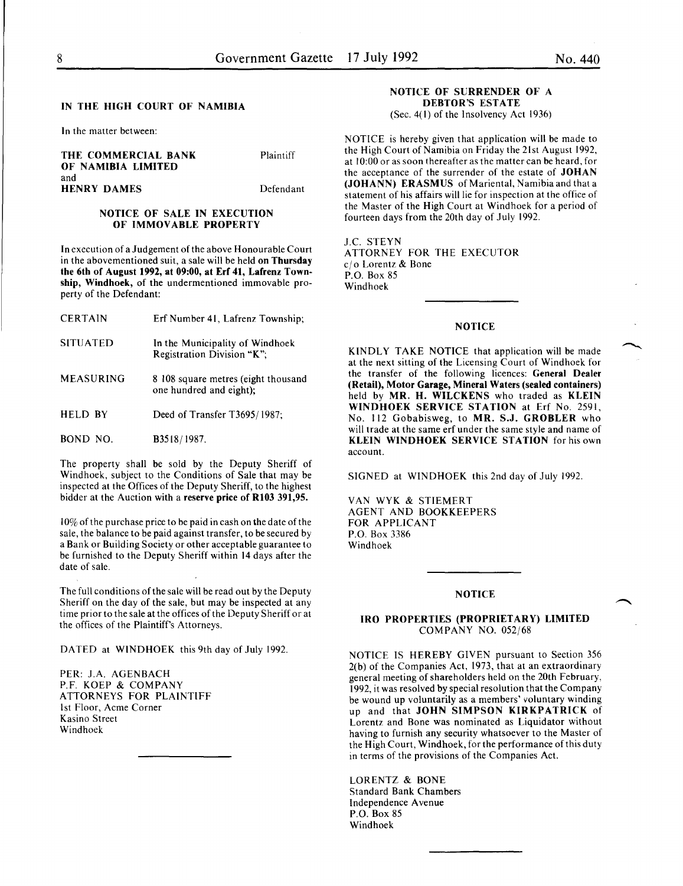## IN THE HIGH COURT OF NAMIBIA

In the matter between:

| | |
|---|---|
| **THE COMMERCIAL BANK OF NAMIBIA LIMITED** | Plaintiff |
| and | |
| **HENRY DAMES** | Defendant |

### NOTICE OF SALE IN EXECUTION OF IMMOVABLE PROPERTY

In execution of a Judgement of the above Honourable Court in the abovementioned suit, a sale will be held **on Thursday the 6th of August 1992, at 09:00, at Erf 41, Lafrenz Township, Windhoek,** of the undermentioned immovable property of the Defendant:

| | |
|---|---|
| CERTAIN | Erf Number 41, Lafrenz Township; |
| SITUATED | In the Municipality of Windhoek Registration Division "K"; |
| MEASURING | 8 108 square metres (eight thousand one hundred and eight); |
| HELD BY | Deed of Transfer T3695/1987; |
| BOND NO. | B3518/1987. |

The property shall be sold by the Deputy Sheriff of Windhoek, subject to the Conditions of Sale that may be inspected at the Offices of the Deputy Sheriff, to the highest bidder at the Auction with a **reserve price of R103 391,95.**

10% of the purchase price to be paid in cash on the date of the sale, the balance to be paid against transfer, to be secured by a Bank or Building Society or other acceptable guarantee to be furnished to the Deputy Sheriff within 14 days after the date of sale.

The full conditions of the sale will be read out by the Deputy Sheriff on the day of the sale, but may be inspected at any time prior to the sale at the offices of the Deputy Sheriff or at the offices of the Plaintiff's Attorneys.

DATED at WINDHOEK this 9th day of July 1992.

PER: J.A. AGENBACH
P.F. KOEP & COMPANY
ATTORNEYS FOR PLAINTIFF
1st Floor, Acme Corner
Kasino Street
Windhoek

---

### NOTICE OF SURRENDER OF A DEBTOR'S ESTATE

(Sec. 4(1) of the Insolvency Act 1936)

NOTICE is hereby given that application will be made to the High Court of Namibia on Friday the 21st August 1992, at 10:00 or as soon thereafter as the matter can be heard, for the acceptance of the surrender of the estate of **JOHAN (JOHANN) ERASMUS** of Mariental, Namibia and that a statement of his affairs will lie for inspection at the office of the Master of the High Court at Windhoek for a period of fourteen days from the 20th day of July 1992.

J.C. STEYN
ATTORNEY FOR THE EXECUTOR
c/o Lorentz & Bone
P.O. Box 85
Windhoek

---

### NOTICE

KINDLY TAKE NOTICE that application will be made at the next sitting of the Licensing Court of Windhoek for the transfer of the following licences: **General Dealer (Retail), Motor Garage, Mineral Waters (sealed containers)** held by **MR. H. WILCKENS** who traded as **KLEIN WINDHOEK SERVICE STATION** at Erf No. 2591, No. 112 Gobabisweg, to **MR. S.J. GROBLER** who will trade at the same erf under the same style and name of **KLEIN WINDHOEK SERVICE STATION** for his own account.

SIGNED at WINDHOEK this 2nd day of July 1992.

VAN WYK & STIEMERT
AGENT AND BOOKKEEPERS
FOR APPLICANT
P.O. Box 3386
Windhoek

---

### NOTICE

### IRO PROPERTIES (PROPRIETARY) LIMITED

COMPANY NO. 052/68

NOTICE IS HEREBY GIVEN pursuant to Section 356 2(b) of the Companies Act, 1973, that at an extraordinary general meeting of shareholders held on the 20th February, 1992, it was resolved by special resolution that the Company be wound up voluntarily as a members' voluntary winding up and that **JOHN SIMPSON KIRKPATRICK** of Lorentz and Bone was nominated as Liquidator without having to furnish any security whatsoever to the Master of the High Court, Windhoek, for the performance of this duty in terms of the provisions of the Companies Act.

LORENTZ & BONE
Standard Bank Chambers
Independence Avenue
P.O. Box 85
Windhoek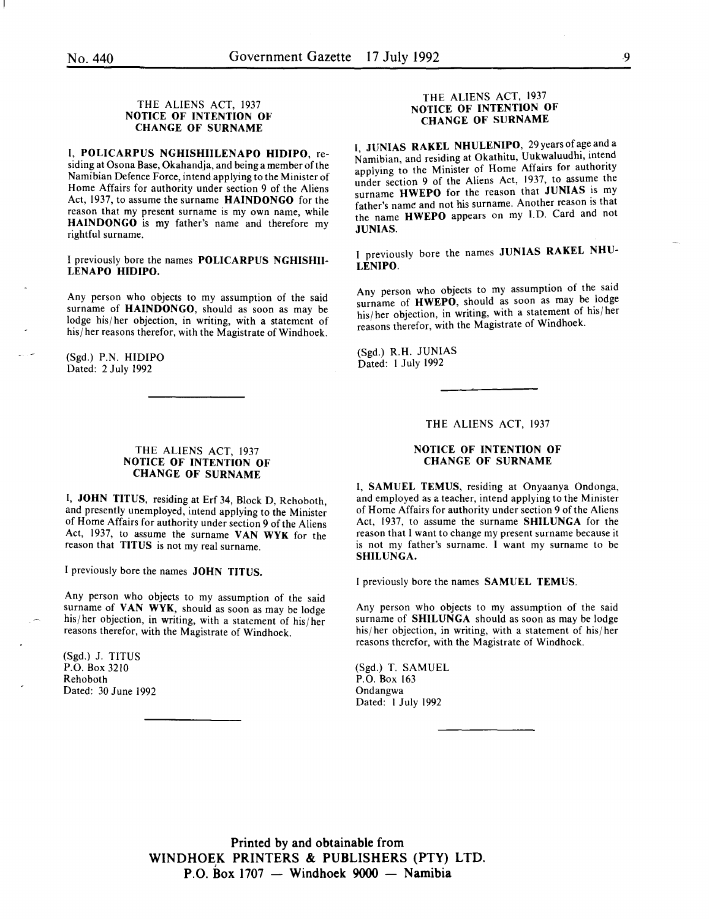THE ALIENS ACT, 1937
**NOTICE OF INTENTION OF CHANGE OF SURNAME**

I, **POLICARPUS NGHISHIILENAPO HIDIPO**, residing at Osona Base, Okahandja, and being a member of the Namibian Defence Force, intend applying to the Minister of Home Affairs for authority under section 9 of the Aliens Act, 1937, to assume the surname **HAINDONGO** for the reason that my present surname is my own name, while **HAINDONGO** is my father's name and therefore my rightful surname.

I previously bore the names **POLICARPUS NGHISHIILENAPO HIDIPO.**

Any person who objects to my assumption of the said surname of **HAINDONGO**, should as soon as may be lodge his/her objection, in writing, with a statement of his/her reasons therefor, with the Magistrate of Windhoek.

(Sgd.) P.N. HIDIPO
Dated: 2 July 1992

---

THE ALIENS ACT, 1937
**NOTICE OF INTENTION OF CHANGE OF SURNAME**

I, **JOHN TITUS**, residing at Erf 34, Block D, Rehoboth, and presently unemployed, intend applying to the Minister of Home Affairs for authority under section 9 of the Aliens Act, 1937, to assume the surname **VAN WYK** for the reason that **TITUS** is not my real surname.

I previously bore the names **JOHN TITUS.**

Any person who objects to my assumption of the said surname of **VAN WYK**, should as soon as may be lodge his/her objection, in writing, with a statement of his/her reasons therefor, with the Magistrate of Windhoek.

(Sgd.) J. TITUS
P.O. Box 3210
Rehoboth
Dated: 30 June 1992

---

THE ALIENS ACT, 1937
**NOTICE OF INTENTION OF CHANGE OF SURNAME**

I, **JUNIAS RAKEL NHULENIPO**, 29 years of age and a Namibian, and residing at Okathitu, Uukwaluudhi, intend applying to the Minister of Home Affairs for authority under section 9 of the Aliens Act, 1937, to assume the surname **HWEPO** for the reason that **JUNIAS** is my father's name and not his surname. Another reason is that the name **HWEPO** appears on my I.D. Card and not **JUNIAS.**

I previously bore the names **JUNIAS RAKEL NHULENIPO.**

Any person who objects to my assumption of the said surname of **HWEPO**, should as soon as may be lodge his/her objection, in writing, with a statement of his/her reasons therefor, with the Magistrate of Windhoek.

(Sgd.) R.H. JUNIAS
Dated: 1 July 1992

---

THE ALIENS ACT, 1937

**NOTICE OF INTENTION OF CHANGE OF SURNAME**

I, **SAMUEL TEMUS**, residing at Onyaanya Ondonga, and employed as a teacher, intend applying to the Minister of Home Affairs for authority under section 9 of the Aliens Act, 1937, to assume the surname **SHILUNGA** for the reason that I want to change my present surname because it is not my father's surname. I want my surname to be **SHILUNGA.**

I previously bore the names **SAMUEL TEMUS.**

Any person who objects to my assumption of the said surname of **SHILUNGA** should as soon as may be lodge his/her objection, in writing, with a statement of his/her reasons therefor, with the Magistrate of Windhoek.

(Sgd.) T. SAMUEL
P.O. Box 163
Ondangwa
Dated: 1 July 1992

---

**Printed by and obtainable from WINDHOEK PRINTERS & PUBLISHERS (PTY) LTD. P.O. Box 1707 — Windhoek 9000 — Namibia**